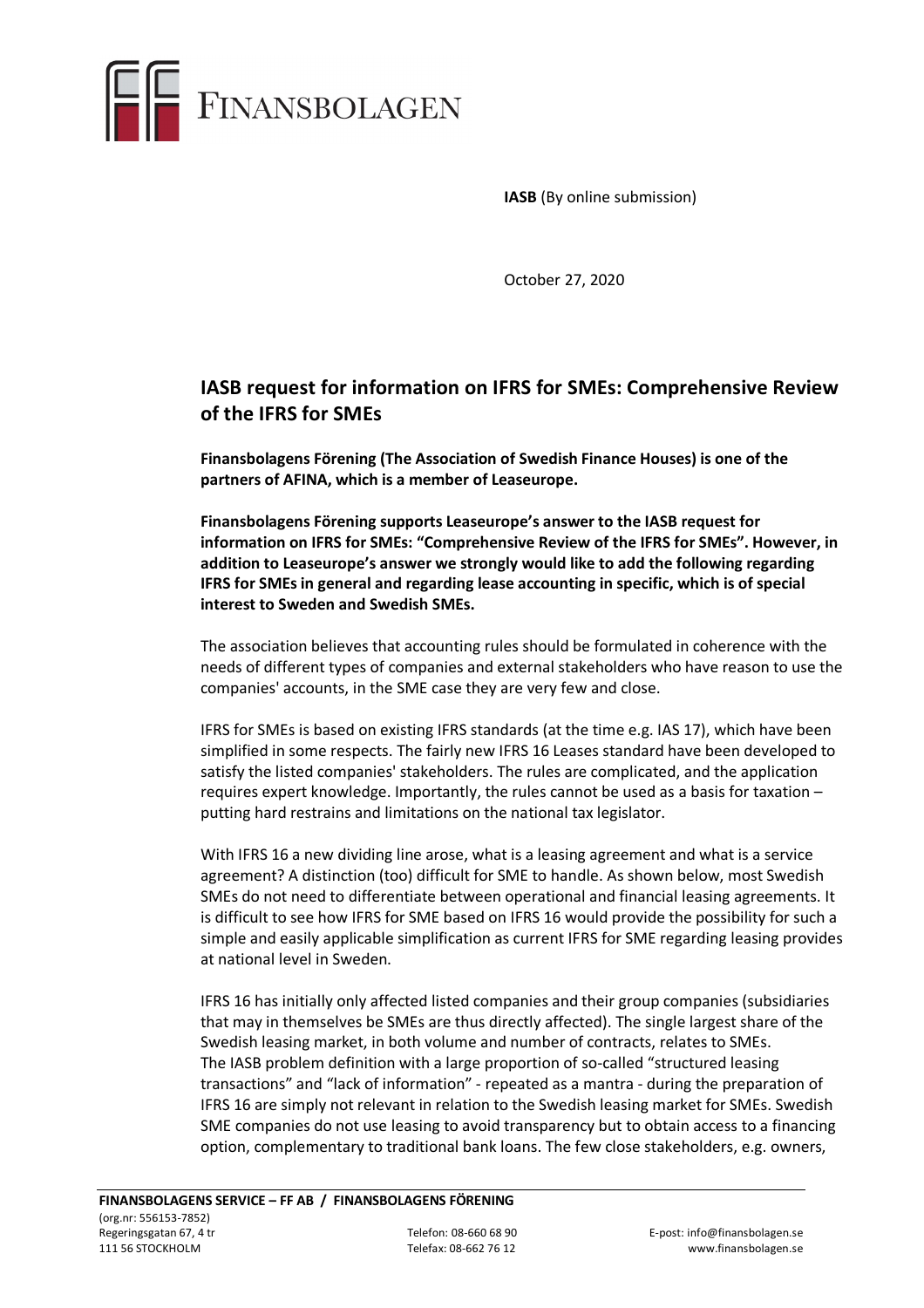FINANSBOLAGEN

**IASB** (By online submission)

October 27, 2020

## IASB request for information on IFRS for SMEs: Comprehensive Review of the IFRS for SMEs

**Finansbolagens Förening (The Association of Swedish Finance Houses) is one of the partners of AFINA, which is a member of Leaseurope.**

**Finansbolagens Förening supports Leaseurope's answer to the IASB request for information on IFRS for SMEs: "Comprehensive Review of the IFRS for SMEs". However, in addition to Leaseurope's answer we strongly would like to add the following regarding IFRS for SMEs in general and regarding lease accounting in specific, which is of special interest to Sweden and Swedish SMEs.**

The association believes that accounting rules should be formulated in coherence with the needs of different types of companies and external stakeholders who have reason to use the companies' accounts, in the SME case they are very few and close.

IFRS for SMEs is based on existing IFRS standards (at the time e.g. IAS 17), which have been simplified in some respects. The fairly new IFRS 16 Leases standard have been developed to satisfy the listed companies' stakeholders. The rules are complicated, and the application requires expert knowledge. Importantly, the rules cannot be used as a basis for taxation – putting hard restrains and limitations on the national tax legislator.

With IFRS 16 a new dividing line arose, what is a leasing agreement and what is a service agreement? A distinction (too) difficult for SME to handle. As shown below, most Swedish SMEs do not need to differentiate between operational and financial leasing agreements. It is difficult to see how IFRS for SME based on IFRS 16 would provide the possibility for such a simple and easily applicable simplification as current IFRS for SME regarding leasing provides at national level in Sweden.

IFRS 16 has initially only affected listed companies and their group companies (subsidiaries that may in themselves be SMEs are thus directly affected). The single largest share of the Swedish leasing market, in both volume and number of contracts, relates to SMEs.
The IASB problem definition with a large proportion of so-called "structured leasing transactions" and "lack of information" - repeated as a mantra - during the preparation of IFRS 16 are simply not relevant in relation to the Swedish leasing market for SMEs. Swedish SME companies do not use leasing to avoid transparency but to obtain access to a financing option, complementary to traditional bank loans. The few close stakeholders, e.g. owners,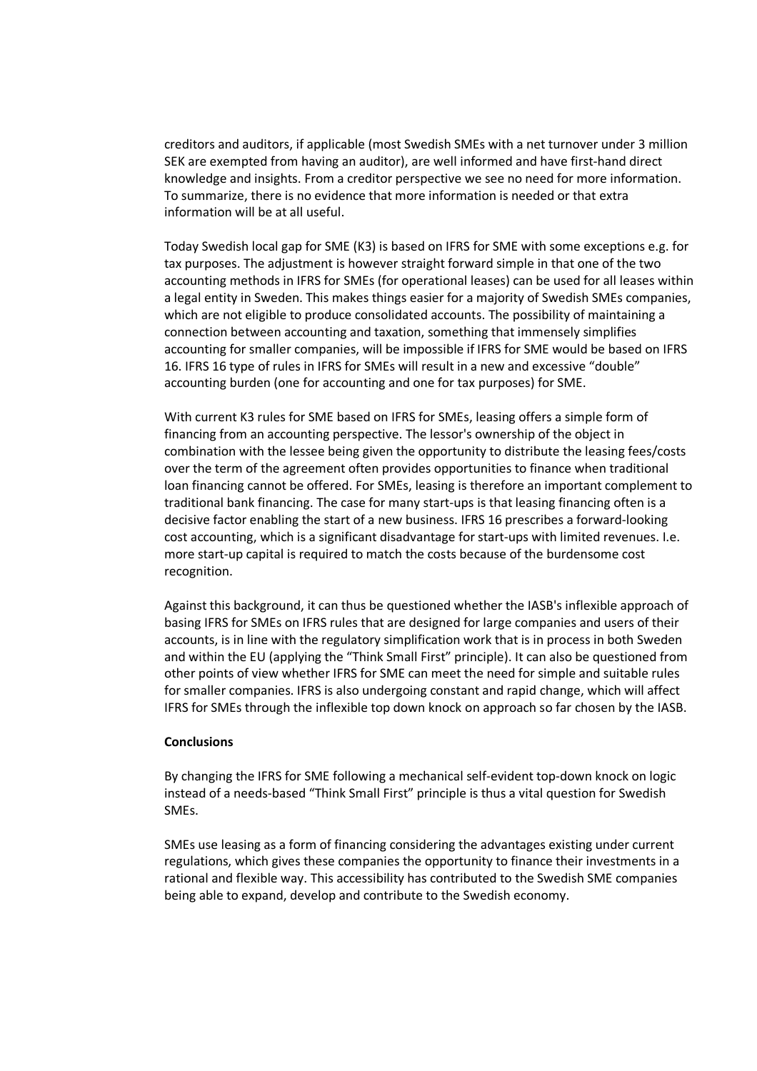creditors and auditors, if applicable (most Swedish SMEs with a net turnover under 3 million SEK are exempted from having an auditor), are well informed and have first-hand direct knowledge and insights. From a creditor perspective we see no need for more information. To summarize, there is no evidence that more information is needed or that extra information will be at all useful.

Today Swedish local gap for SME (K3) is based on IFRS for SME with some exceptions e.g. for tax purposes. The adjustment is however straight forward simple in that one of the two accounting methods in IFRS for SMEs (for operational leases) can be used for all leases within a legal entity in Sweden. This makes things easier for a majority of Swedish SMEs companies, which are not eligible to produce consolidated accounts. The possibility of maintaining a connection between accounting and taxation, something that immensely simplifies accounting for smaller companies, will be impossible if IFRS for SME would be based on IFRS 16. IFRS 16 type of rules in IFRS for SMEs will result in a new and excessive "double" accounting burden (one for accounting and one for tax purposes) for SME.

With current K3 rules for SME based on IFRS for SMEs, leasing offers a simple form of financing from an accounting perspective. The lessor's ownership of the object in combination with the lessee being given the opportunity to distribute the leasing fees/costs over the term of the agreement often provides opportunities to finance when traditional loan financing cannot be offered. For SMEs, leasing is therefore an important complement to traditional bank financing. The case for many start-ups is that leasing financing often is a decisive factor enabling the start of a new business. IFRS 16 prescribes a forward-looking cost accounting, which is a significant disadvantage for start-ups with limited revenues. I.e. more start-up capital is required to match the costs because of the burdensome cost recognition.

Against this background, it can thus be questioned whether the IASB's inflexible approach of basing IFRS for SMEs on IFRS rules that are designed for large companies and users of their accounts, is in line with the regulatory simplification work that is in process in both Sweden and within the EU (applying the "Think Small First" principle). It can also be questioned from other points of view whether IFRS for SME can meet the need for simple and suitable rules for smaller companies. IFRS is also undergoing constant and rapid change, which will affect IFRS for SMEs through the inflexible top down knock on approach so far chosen by the IASB.

**Conclusions**

By changing the IFRS for SME following a mechanical self-evident top-down knock on logic instead of a needs-based "Think Small First" principle is thus a vital question for Swedish SMEs.

SMEs use leasing as a form of financing considering the advantages existing under current regulations, which gives these companies the opportunity to finance their investments in a rational and flexible way. This accessibility has contributed to the Swedish SME companies being able to expand, develop and contribute to the Swedish economy.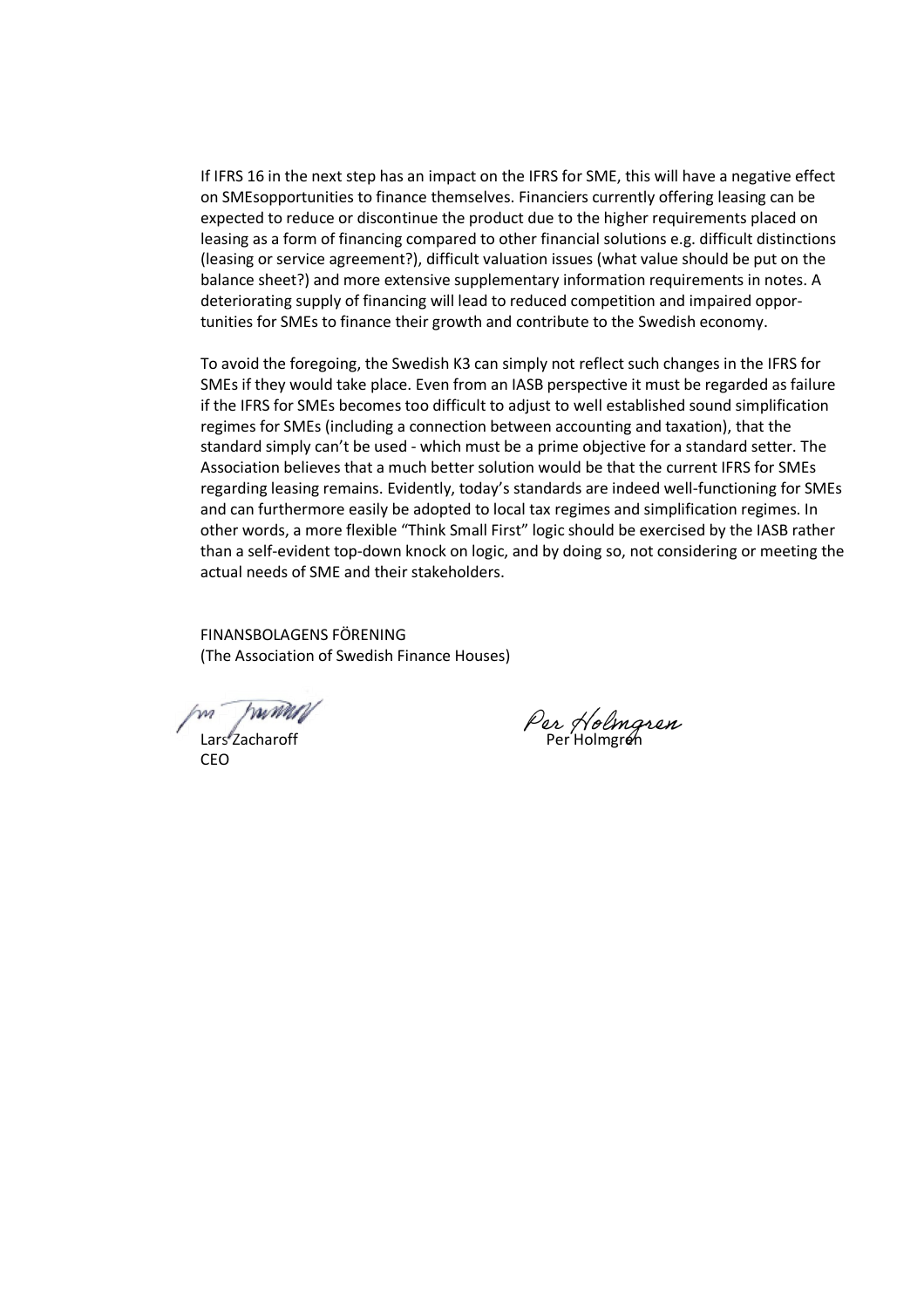If IFRS 16 in the next step has an impact on the IFRS for SME, this will have a negative effect on SMEsopportunities to finance themselves. Financiers currently offering leasing can be expected to reduce or discontinue the product due to the higher requirements placed on leasing as a form of financing compared to other financial solutions e.g. difficult distinctions (leasing or service agreement?), difficult valuation issues (what value should be put on the balance sheet?) and more extensive supplementary information requirements in notes. A deteriorating supply of financing will lead to reduced competition and impaired opportunities for SMEs to finance their growth and contribute to the Swedish economy.

To avoid the foregoing, the Swedish K3 can simply not reflect such changes in the IFRS for SMEs if they would take place. Even from an IASB perspective it must be regarded as failure if the IFRS for SMEs becomes too difficult to adjust to well established sound simplification regimes for SMEs (including a connection between accounting and taxation), that the standard simply can't be used - which must be a prime objective for a standard setter. The Association believes that a much better solution would be that the current IFRS for SMEs regarding leasing remains. Evidently, today's standards are indeed well-functioning for SMEs and can furthermore easily be adopted to local tax regimes and simplification regimes. In other words, a more flexible "Think Small First" logic should be exercised by the IASB rather than a self-evident top-down knock on logic, and by doing so, not considering or meeting the actual needs of SME and their stakeholders.

FINANSBOLAGENS FÖRENING
(The Association of Swedish Finance Houses)

Lars Zacharoff
CEO

Per Holmgren